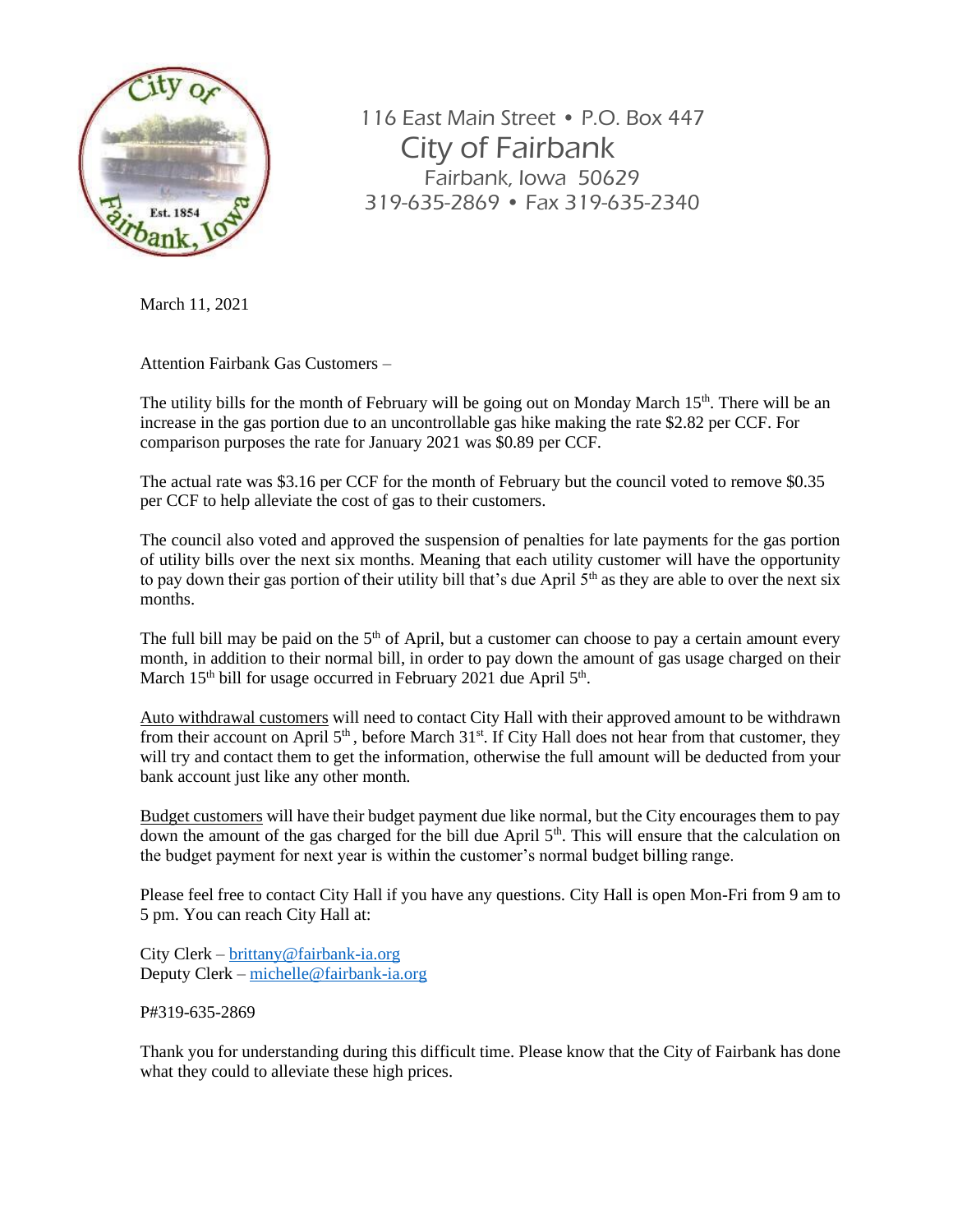116 East Main Street • P.O. Box 447

City of Fairbank

Fairbank, Iowa 50629

319-635-2869 • Fax 319-635-2340

March 11, 2021

Attention Fairbank Gas Customers –

The utility bills for the month of February will be going out on Monday March 15th. There will be an increase in the gas portion due to an uncontrollable gas hike making the rate $2.82 per CCF. For comparison purposes the rate for January 2021 was $0.89 per CCF.

The actual rate was $3.16 per CCF for the month of February but the council voted to remove $0.35 per CCF to help alleviate the cost of gas to their customers.

The council also voted and approved the suspension of penalties for late payments for the gas portion of utility bills over the next six months. Meaning that each utility customer will have the opportunity to pay down their gas portion of their utility bill that's due April 5th as they are able to over the next six months.

The full bill may be paid on the 5th of April, but a customer can choose to pay a certain amount every month, in addition to their normal bill, in order to pay down the amount of gas usage charged on their March 15th bill for usage occurred in February 2021 due April 5th.

Auto withdrawal customers will need to contact City Hall with their approved amount to be withdrawn from their account on April 5th, before March 31st. If City Hall does not hear from that customer, they will try and contact them to get the information, otherwise the full amount will be deducted from your bank account just like any other month.

Budget customers will have their budget payment due like normal, but the City encourages them to pay down the amount of the gas charged for the bill due April 5th. This will ensure that the calculation on the budget payment for next year is within the customer's normal budget billing range.

Please feel free to contact City Hall if you have any questions. City Hall is open Mon-Fri from 9 am to 5 pm. You can reach City Hall at:

City Clerk – brittany@fairbank-ia.org
Deputy Clerk – michelle@fairbank-ia.org

P#319-635-2869

Thank you for understanding during this difficult time. Please know that the City of Fairbank has done what they could to alleviate these high prices.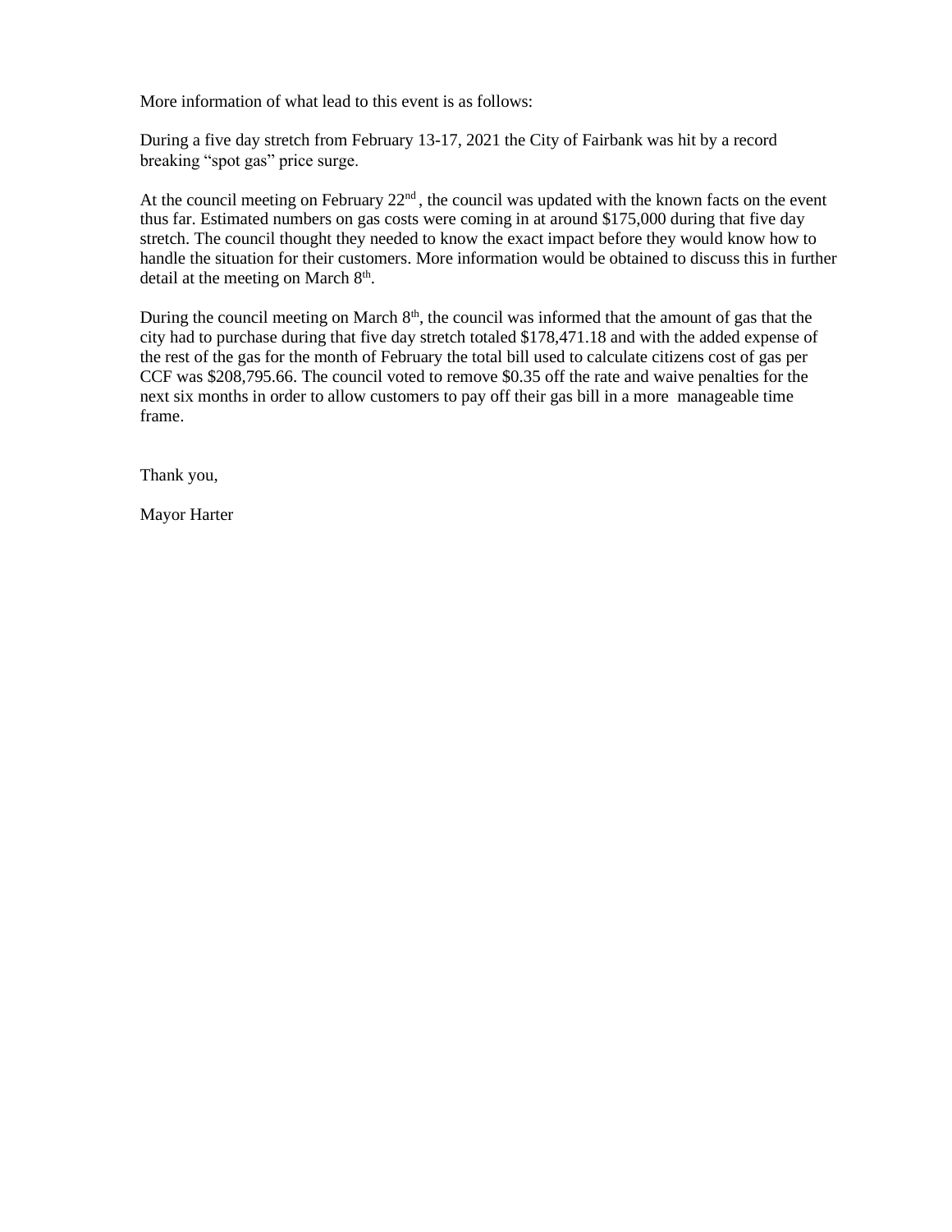More information of what lead to this event is as follows:

During a five day stretch from February 13-17, 2021 the City of Fairbank was hit by a record breaking "spot gas" price surge.

At the council meeting on February 22nd, the council was updated with the known facts on the event thus far. Estimated numbers on gas costs were coming in at around $175,000 during that five day stretch. The council thought they needed to know the exact impact before they would know how to handle the situation for their customers. More information would be obtained to discuss this in further detail at the meeting on March 8th.

During the council meeting on March 8th, the council was informed that the amount of gas that the city had to purchase during that five day stretch totaled $178,471.18 and with the added expense of the rest of the gas for the month of February the total bill used to calculate citizens cost of gas per CCF was $208,795.66. The council voted to remove $0.35 off the rate and waive penalties for the next six months in order to allow customers to pay off their gas bill in a more manageable time frame.

Thank you,

Mayor Harter